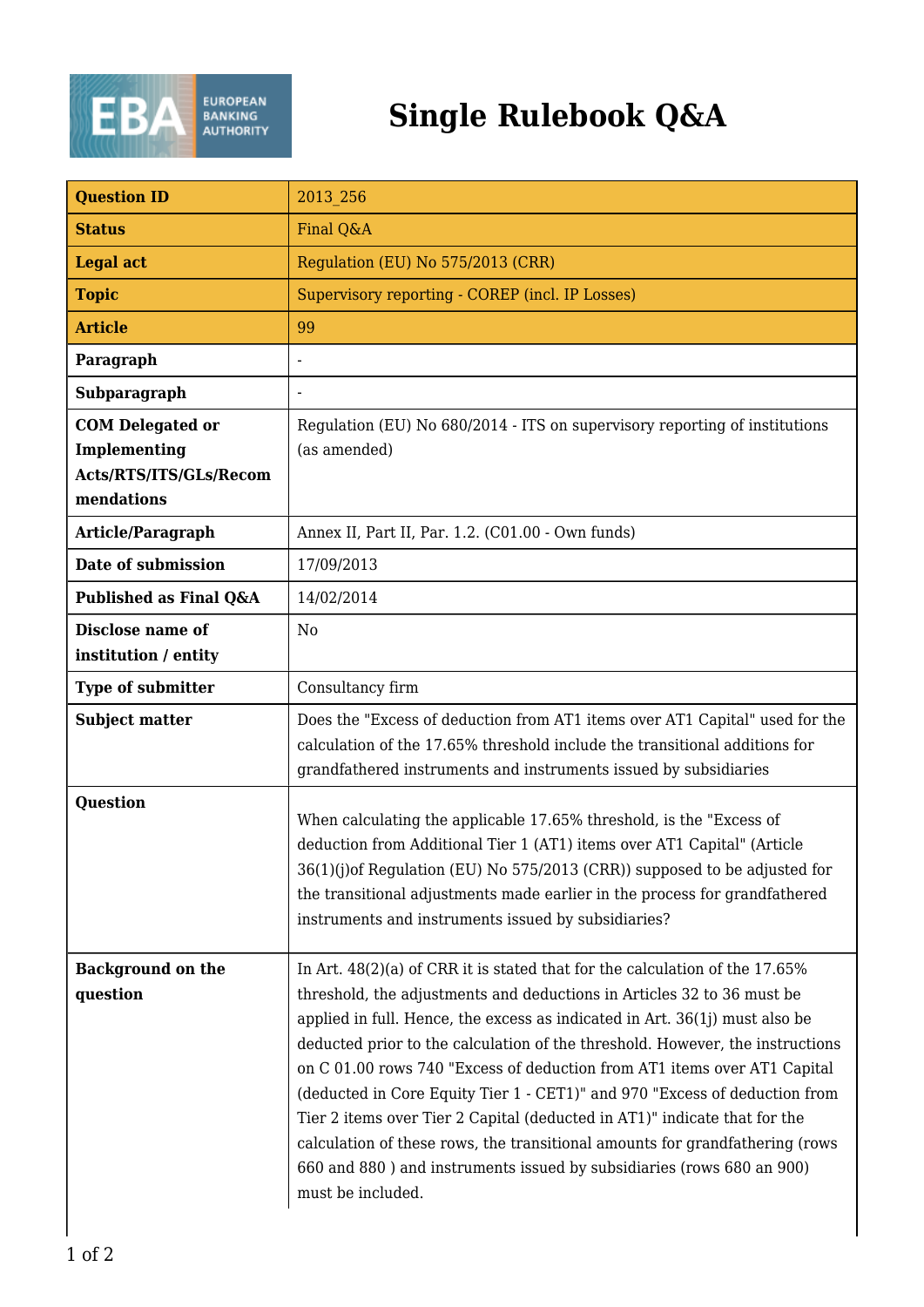# Single Rulebook Q&A

| Question ID | 2013_256 |
|---|---|
| Status | Final Q&A |
| Legal act | Regulation (EU) No 575/2013 (CRR) |
| Topic | Supervisory reporting - COREP (incl. IP Losses) |
| Article | 99 |
| Paragraph | - |
| Subparagraph | - |
| COM Delegated or Implementing Acts/RTS/ITS/GLs/Recommendations | Regulation (EU) No 680/2014 - ITS on supervisory reporting of institutions (as amended) |
| Article/Paragraph | Annex II, Part II, Par. 1.2. (C01.00 - Own funds) |
| Date of submission | 17/09/2013 |
| Published as Final Q&A | 14/02/2014 |
| Disclose name of institution / entity | No |
| Type of submitter | Consultancy firm |
| Subject matter | Does the "Excess of deduction from AT1 items over AT1 Capital" used for the calculation of the 17.65% threshold include the transitional additions for grandfathered instruments and instruments issued by subsidiaries |
| Question | When calculating the applicable 17.65% threshold, is the "Excess of deduction from Additional Tier 1 (AT1) items over AT1 Capital" (Article 36(1)(j)of Regulation (EU) No 575/2013 (CRR)) supposed to be adjusted for the transitional adjustments made earlier in the process for grandfathered instruments and instruments issued by subsidiaries? |
| Background on the question | In Art. 48(2)(a) of CRR it is stated that for the calculation of the 17.65% threshold, the adjustments and deductions in Articles 32 to 36 must be applied in full. Hence, the excess as indicated in Art. 36(1j) must also be deducted prior to the calculation of the threshold. However, the instructions on C 01.00 rows 740 "Excess of deduction from AT1 items over AT1 Capital (deducted in Core Equity Tier 1 - CET1)" and 970 "Excess of deduction from Tier 2 items over Tier 2 Capital (deducted in AT1)" indicate that for the calculation of these rows, the transitional amounts for grandfathering (rows 660 and 880 ) and instruments issued by subsidiaries (rows 680 an 900) must be included. |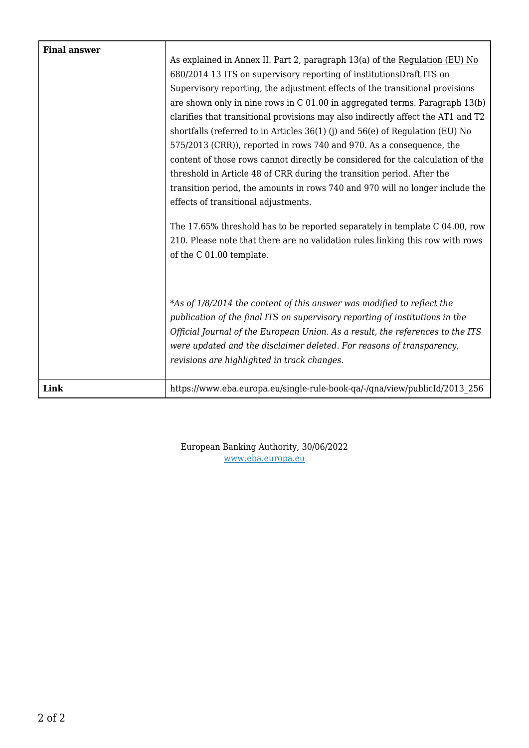| | |
|---|---|
| **Final answer** | As explained in Annex II. Part 2, paragraph 13(a) of the Regulation (EU) No 680/2014 13 ITS on supervisory reporting of institutions~~Draft ITS on Supervisory reporting~~, the adjustment effects of the transitional provisions are shown only in nine rows in C 01.00 in aggregated terms. Paragraph 13(b) clarifies that transitional provisions may also indirectly affect the AT1 and T2 shortfalls (referred to in Articles 36(1) (j) and 56(e) of Regulation (EU) No 575/2013 (CRR)), reported in rows 740 and 970. As a consequence, the content of those rows cannot directly be considered for the calculation of the threshold in Article 48 of CRR during the transition period. After the transition period, the amounts in rows 740 and 970 will no longer include the effects of transitional adjustments.<br><br>The 17.65% threshold has to be reported separately in template C 04.00, row 210. Please note that there are no validation rules linking this row with rows of the C 01.00 template.<br><br>*\*As of 1/8/2014 the content of this answer was modified to reflect the publication of the final ITS on supervisory reporting of institutions in the Official Journal of the European Union. As a result, the references to the ITS were updated and the disclaimer deleted. For reasons of transparency, revisions are highlighted in track changes.* |
| **Link** | https://www.eba.europa.eu/single-rule-book-qa/-/qna/view/publicId/2013_256 |

European Banking Authority, 30/06/2022
www.eba.europa.eu